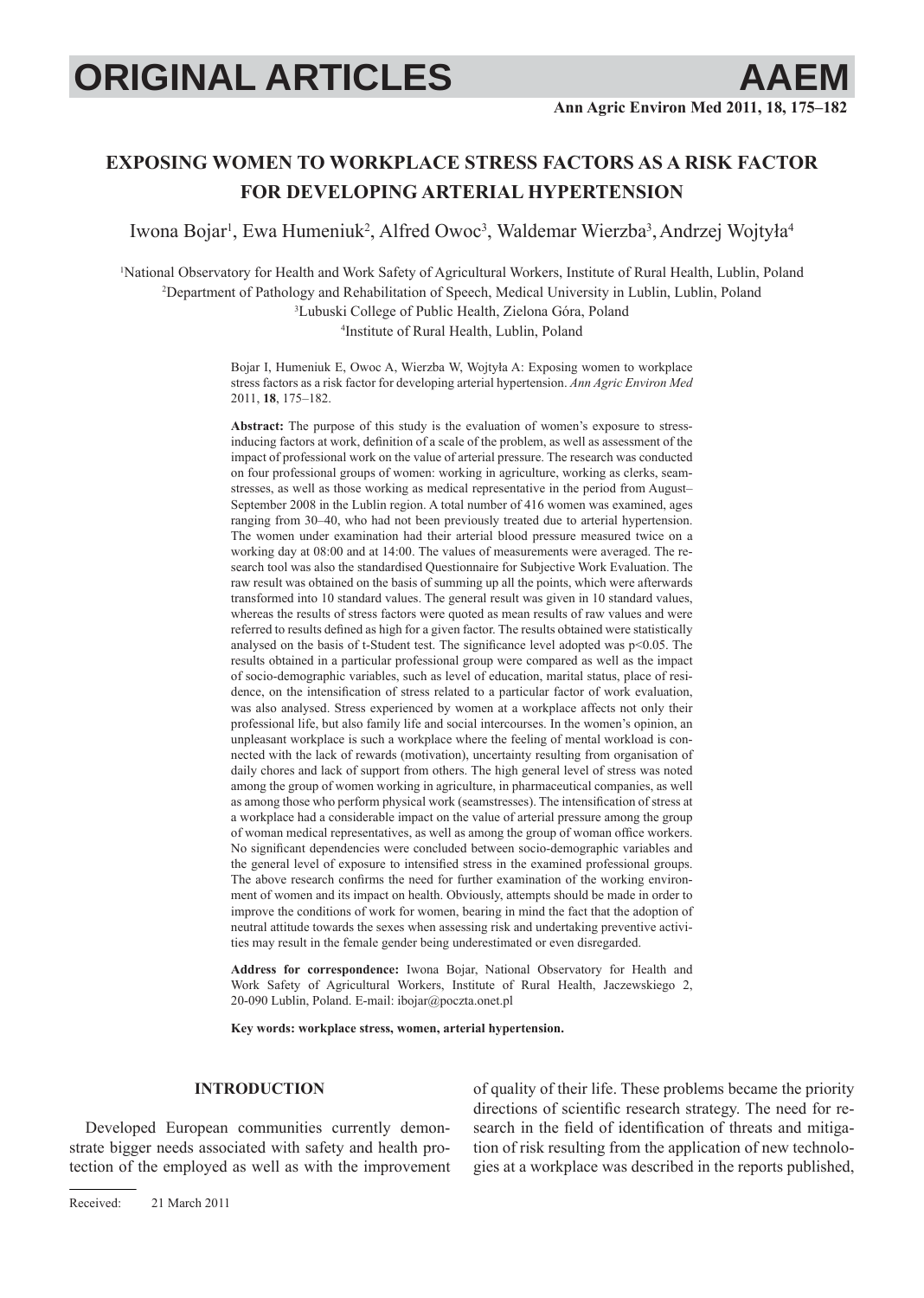ORIGINAL ARTICLES

AAEM

# EXPOSING WOMEN TO WORKPLACE STRESS FACTORS AS A RISK FACTOR FOR DEVELOPING ARTERIAL HYPERTENSION

Iwona Bojar[1], Ewa Humeniuk[2], Alfred Owoc[3], Waldemar Wierzba[3], Andrzej Wojtyła[4]

[1]National Observatory for Health and Work Safety of Agricultural Workers, Institute of Rural Health, Lublin, Poland
[2]Department of Pathology and Rehabilitation of Speech, Medical University in Lublin, Lublin, Poland
[3]Lubuski College of Public Health, Zielona Góra, Poland
[4]Institute of Rural Health, Lublin, Poland

Bojar I, Humeniuk E, Owoc A, Wierzba W, Wojtyła A: Exposing women to workplace stress factors as a risk factor for developing arterial hypertension. *Ann Agric Environ Med* 2011, **18**, 175–182.

**Abstract:** The purpose of this study is the evaluation of women's exposure to stress-inducing factors at work, definition of a scale of the problem, as well as assessment of the impact of professional work on the value of arterial pressure. The research was conducted on four professional groups of women: working in agriculture, working as clerks, seamstresses, as well as those working as medical representative in the period from August–September 2008 in the Lublin region. A total number of 416 women was examined, ages ranging from 30–40, who had not been previously treated due to arterial hypertension. The women under examination had their arterial blood pressure measured twice on a working day at 08:00 and at 14:00. The values of measurements were averaged. The research tool was also the standardised Questionnaire for Subjective Work Evaluation. The raw result was obtained on the basis of summing up all the points, which were afterwards transformed into 10 standard values. The general result was given in 10 standard values, whereas the results of stress factors were quoted as mean results of raw values and were referred to results defined as high for a given factor. The results obtained were statistically analysed on the basis of t-Student test. The significance level adopted was $p<0.05$. The results obtained in a particular professional group were compared as well as the impact of socio-demographic variables, such as level of education, marital status, place of residence, on the intensification of stress related to a particular factor of work evaluation, was also analysed. Stress experienced by women at a workplace affects not only their professional life, but also family life and social intercourses. In the women's opinion, an unpleasant workplace is such a workplace where the feeling of mental workload is connected with the lack of rewards (motivation), uncertainty resulting from organisation of daily chores and lack of support from others. The high general level of stress was noted among the group of women working in agriculture, in pharmaceutical companies, as well as among those who perform physical work (seamstresses). The intensification of stress at a workplace had a considerable impact on the value of arterial pressure among the group of woman medical representatives, as well as among the group of woman office workers. No significant dependencies were concluded between socio-demographic variables and the general level of exposure to intensified stress in the examined professional groups. The above research confirms the need for further examination of the working environment of women and its impact on health. Obviously, attempts should be made in order to improve the conditions of work for women, bearing in mind the fact that the adoption of neutral attitude towards the sexes when assessing risk and undertaking preventive activities may result in the female gender being underestimated or even disregarded.

**Address for correspondence:** Iwona Bojar, National Observatory for Health and Work Safety of Agricultural Workers, Institute of Rural Health, Jaczewskiego 2, 20-090 Lublin, Poland. E-mail: ibojar@poczta.onet.pl

**Key words: workplace stress, women, arterial hypertension.**

## INTRODUCTION

Developed European communities currently demonstrate bigger needs associated with safety and health protection of the employed as well as with the improvement of quality of their life. These problems became the priority directions of scientific research strategy. The need for research in the field of identification of threats and mitigation of risk resulting from the application of new technologies at a workplace was described in the reports published,

Received: 21 March 2011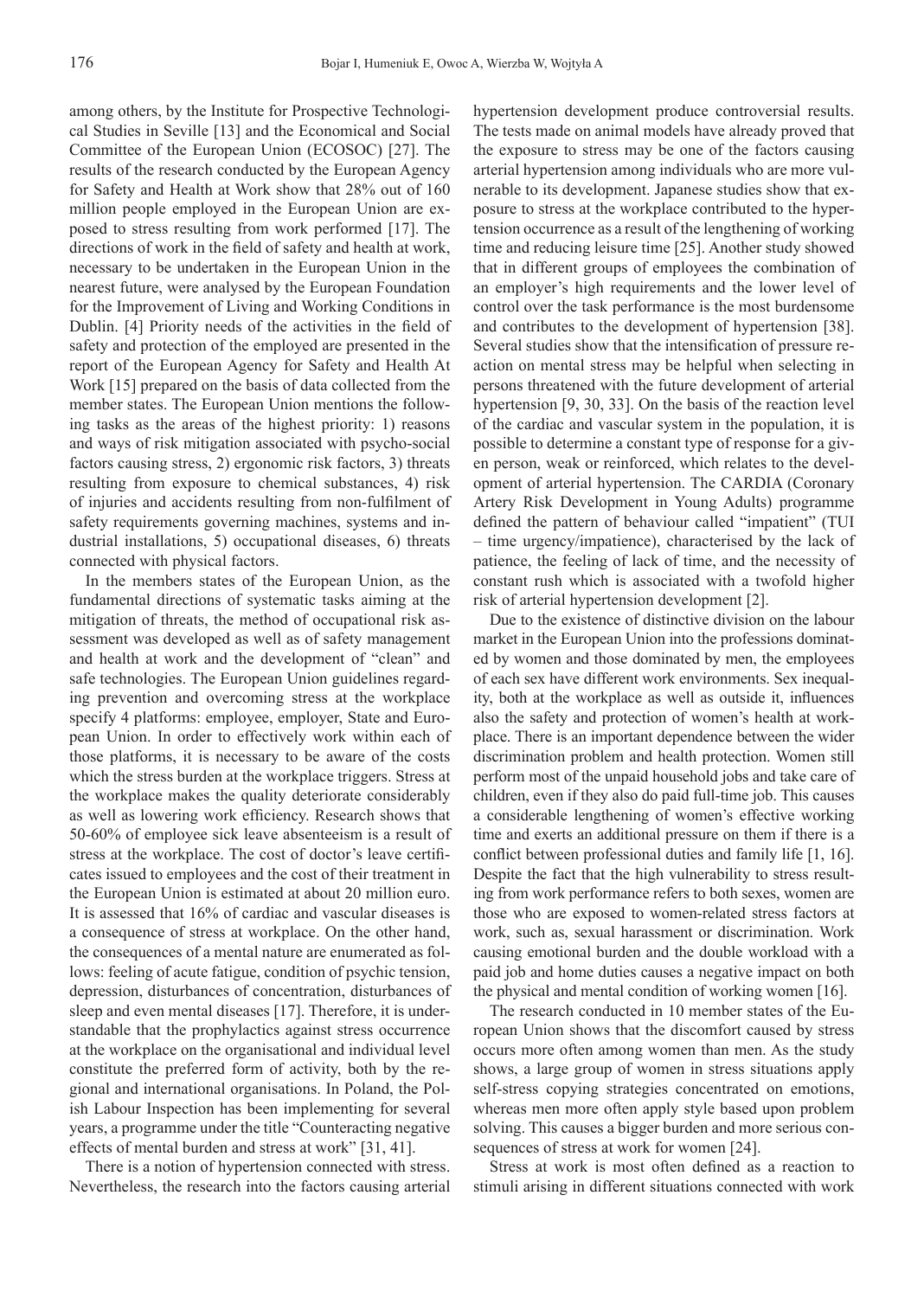among others, by the Institute for Prospective Technological Studies in Seville [13] and the Economical and Social Committee of the European Union (ECOSOC) [27]. The results of the research conducted by the European Agency for Safety and Health at Work show that 28% out of 160 million people employed in the European Union are exposed to stress resulting from work performed [17]. The directions of work in the field of safety and health at work, necessary to be undertaken in the European Union in the nearest future, were analysed by the European Foundation for the Improvement of Living and Working Conditions in Dublin. [4] Priority needs of the activities in the field of safety and protection of the employed are presented in the report of the European Agency for Safety and Health At Work [15] prepared on the basis of data collected from the member states. The European Union mentions the following tasks as the areas of the highest priority: 1) reasons and ways of risk mitigation associated with psycho-social factors causing stress, 2) ergonomic risk factors, 3) threats resulting from exposure to chemical substances, 4) risk of injuries and accidents resulting from non-fulfilment of safety requirements governing machines, systems and industrial installations, 5) occupational diseases, 6) threats connected with physical factors.

In the members states of the European Union, as the fundamental directions of systematic tasks aiming at the mitigation of threats, the method of occupational risk assessment was developed as well as of safety management and health at work and the development of "clean" and safe technologies. The European Union guidelines regarding prevention and overcoming stress at the workplace specify 4 platforms: employee, employer, State and European Union. In order to effectively work within each of those platforms, it is necessary to be aware of the costs which the stress burden at the workplace triggers. Stress at the workplace makes the quality deteriorate considerably as well as lowering work efficiency. Research shows that 50-60% of employee sick leave absenteeism is a result of stress at the workplace. The cost of doctor's leave certificates issued to employees and the cost of their treatment in the European Union is estimated at about 20 million euro. It is assessed that 16% of cardiac and vascular diseases is a consequence of stress at workplace. On the other hand, the consequences of a mental nature are enumerated as follows: feeling of acute fatigue, condition of psychic tension, depression, disturbances of concentration, disturbances of sleep and even mental diseases [17]. Therefore, it is understandable that the prophylactics against stress occurrence at the workplace on the organisational and individual level constitute the preferred form of activity, both by the regional and international organisations. In Poland, the Polish Labour Inspection has been implementing for several years, a programme under the title "Counteracting negative effects of mental burden and stress at work" [31, 41].

There is a notion of hypertension connected with stress. Nevertheless, the research into the factors causing arterial hypertension development produce controversial results. The tests made on animal models have already proved that the exposure to stress may be one of the factors causing arterial hypertension among individuals who are more vulnerable to its development. Japanese studies show that exposure to stress at the workplace contributed to the hypertension occurrence as a result of the lengthening of working time and reducing leisure time [25]. Another study showed that in different groups of employees the combination of an employer's high requirements and the lower level of control over the task performance is the most burdensome and contributes to the development of hypertension [38]. Several studies show that the intensification of pressure reaction on mental stress may be helpful when selecting in persons threatened with the future development of arterial hypertension [9, 30, 33]. On the basis of the reaction level of the cardiac and vascular system in the population, it is possible to determine a constant type of response for a given person, weak or reinforced, which relates to the development of arterial hypertension. The CARDIA (Coronary Artery Risk Development in Young Adults) programme defined the pattern of behaviour called "impatient" (TUI – time urgency/impatience), characterised by the lack of patience, the feeling of lack of time, and the necessity of constant rush which is associated with a twofold higher risk of arterial hypertension development [2].

Due to the existence of distinctive division on the labour market in the European Union into the professions dominated by women and those dominated by men, the employees of each sex have different work environments. Sex inequality, both at the workplace as well as outside it, influences also the safety and protection of women's health at workplace. There is an important dependence between the wider discrimination problem and health protection. Women still perform most of the unpaid household jobs and take care of children, even if they also do paid full-time job. This causes a considerable lengthening of women's effective working time and exerts an additional pressure on them if there is a conflict between professional duties and family life [1, 16]. Despite the fact that the high vulnerability to stress resulting from work performance refers to both sexes, women are those who are exposed to women-related stress factors at work, such as, sexual harassment or discrimination. Work causing emotional burden and the double workload with a paid job and home duties causes a negative impact on both the physical and mental condition of working women [16].

The research conducted in 10 member states of the European Union shows that the discomfort caused by stress occurs more often among women than men. As the study shows, a large group of women in stress situations apply self-stress copying strategies concentrated on emotions, whereas men more often apply style based upon problem solving. This causes a bigger burden and more serious consequences of stress at work for women [24].

Stress at work is most often defined as a reaction to stimuli arising in different situations connected with work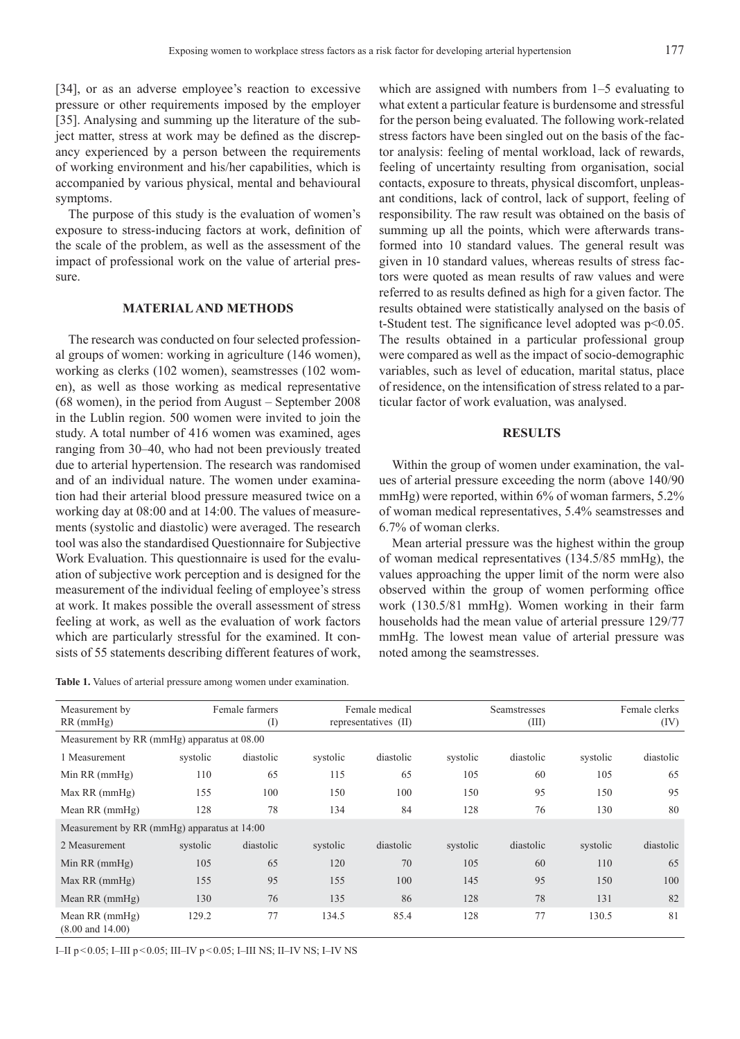[34], or as an adverse employee's reaction to excessive pressure or other requirements imposed by the employer [35]. Analysing and summing up the literature of the subject matter, stress at work may be defined as the discrepancy experienced by a person between the requirements of working environment and his/her capabilities, which is accompanied by various physical, mental and behavioural symptoms.

The purpose of this study is the evaluation of women's exposure to stress-inducing factors at work, definition of the scale of the problem, as well as the assessment of the impact of professional work on the value of arterial pressure.

## MATERIAL AND METHODS

The research was conducted on four selected professional groups of women: working in agriculture (146 women), working as clerks (102 women), seamstresses (102 women), as well as those working as medical representative (68 women), in the period from August – September 2008 in the Lublin region. 500 women were invited to join the study. A total number of 416 women was examined, ages ranging from 30–40, who had not been previously treated due to arterial hypertension. The research was randomised and of an individual nature. The women under examination had their arterial blood pressure measured twice on a working day at 08:00 and at 14:00. The values of measurements (systolic and diastolic) were averaged. The research tool was also the standardised Questionnaire for Subjective Work Evaluation. This questionnaire is used for the evaluation of subjective work perception and is designed for the measurement of the individual feeling of employee's stress at work. It makes possible the overall assessment of stress feeling at work, as well as the evaluation of work factors which are particularly stressful for the examined. It consists of 55 statements describing different features of work, which are assigned with numbers from 1–5 evaluating to what extent a particular feature is burdensome and stressful for the person being evaluated. The following work-related stress factors have been singled out on the basis of the factor analysis: feeling of mental workload, lack of rewards, feeling of uncertainty resulting from organisation, social contacts, exposure to threats, physical discomfort, unpleasant conditions, lack of control, lack of support, feeling of responsibility. The raw result was obtained on the basis of summing up all the points, which were afterwards transformed into 10 standard values. The general result was given in 10 standard values, whereas results of stress factors were quoted as mean results of raw values and were referred to as results defined as high for a given factor. The results obtained were statistically analysed on the basis of t-Student test. The significance level adopted was $p<0.05$. The results obtained in a particular professional group were compared as well as the impact of socio-demographic variables, such as level of education, marital status, place of residence, on the intensification of stress related to a particular factor of work evaluation, was analysed.

## RESULTS

Within the group of women under examination, the values of arterial pressure exceeding the norm (above 140/90 mmHg) were reported, within 6% of woman farmers, 5.2% of woman medical representatives, 5.4% seamstresses and 6.7% of woman clerks.

Mean arterial pressure was the highest within the group of woman medical representatives (134.5/85 mmHg), the values approaching the upper limit of the norm were also observed within the group of women performing office work (130.5/81 mmHg). Women working in their farm households had the mean value of arterial pressure 129/77 mmHg. The lowest mean value of arterial pressure was noted among the seamstresses.

**Table 1.** Values of arterial pressure among women under examination.

| Measurement by RR (mmHg) | Female farmers (I) | | Female medical representatives (II) | | Seamstresses (III) | | Female clerks (IV) | |
|---|---|---|---|---|---|---|---|---|
| Measurement by RR (mmHg) apparatus at 08.00 | | | | | | | | |
| 1 Measurement | systolic | diastolic | systolic | diastolic | systolic | diastolic | systolic | diastolic |
| Min RR (mmHg) | 110 | 65 | 115 | 65 | 105 | 60 | 105 | 65 |
| Max RR (mmHg) | 155 | 100 | 150 | 100 | 150 | 95 | 150 | 95 |
| Mean RR (mmHg) | 128 | 78 | 134 | 84 | 128 | 76 | 130 | 80 |
| Measurement by RR (mmHg) apparatus at 14:00 | | | | | | | | |
| 2 Measurement | systolic | diastolic | systolic | diastolic | systolic | diastolic | systolic | diastolic |
| Min RR (mmHg) | 105 | 65 | 120 | 70 | 105 | 60 | 110 | 65 |
| Max RR (mmHg) | 155 | 95 | 155 | 100 | 145 | 95 | 150 | 100 |
| Mean RR (mmHg) | 130 | 76 | 135 | 86 | 128 | 78 | 131 | 82 |
| Mean RR (mmHg) (8.00 and 14.00) | 129.2 | 77 | 134.5 | 85.4 | 128 | 77 | 130.5 | 81 |

I–II $p<0.05$; I–III $p<0.05$; III–IV $p<0.05$; I–III NS; II–IV NS; I–IV NS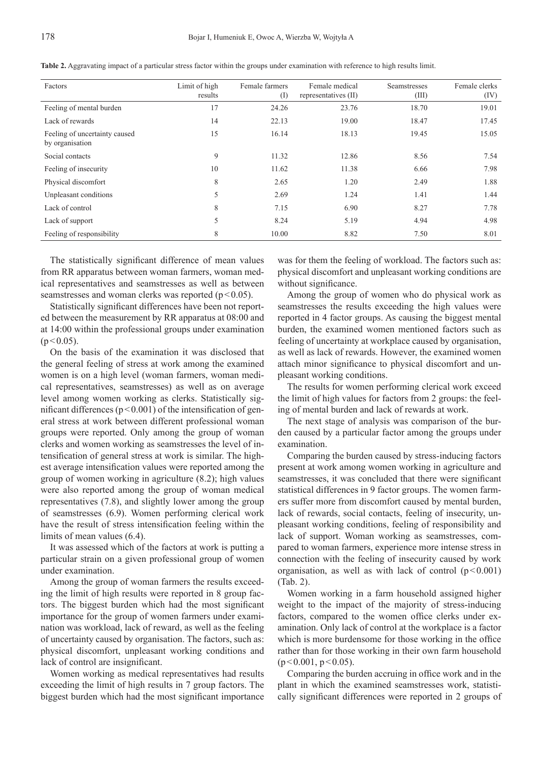**Table 2.** Aggravating impact of a particular stress factor within the groups under examination with reference to high results limit.

| Factors | Limit of high results | Female farmers (I) | Female medical representatives (II) | Seamstresses (III) | Female clerks (IV) |
|---|---|---|---|---|---|
| Feeling of mental burden | 17 | 24.26 | 23.76 | 18.70 | 19.01 |
| Lack of rewards | 14 | 22.13 | 19.00 | 18.47 | 17.45 |
| Feeling of uncertainty caused by organisation | 15 | 16.14 | 18.13 | 19.45 | 15.05 |
| Social contacts | 9 | 11.32 | 12.86 | 8.56 | 7.54 |
| Feeling of insecurity | 10 | 11.62 | 11.38 | 6.66 | 7.98 |
| Physical discomfort | 8 | 2.65 | 1.20 | 2.49 | 1.88 |
| Unpleasant conditions | 5 | 2.69 | 1.24 | 1.41 | 1.44 |
| Lack of control | 8 | 7.15 | 6.90 | 8.27 | 7.78 |
| Lack of support | 5 | 8.24 | 5.19 | 4.94 | 4.98 |
| Feeling of responsibility | 8 | 10.00 | 8.82 | 7.50 | 8.01 |

The statistically significant difference of mean values from RR apparatus between woman farmers, woman medical representatives and seamstresses as well as between seamstresses and woman clerks was reported ($p<0.05$).

Statistically significant differences have been not reported between the measurement by RR apparatus at 08:00 and at 14:00 within the professional groups under examination ($p<0.05$).

On the basis of the examination it was disclosed that the general feeling of stress at work among the examined women is on a high level (woman farmers, woman medical representatives, seamstresses) as well as on average level among women working as clerks. Statistically significant differences ($p<0.001$) of the intensification of general stress at work between different professional woman groups were reported. Only among the group of woman clerks and women working as seamstresses the level of intensification of general stress at work is similar. The highest average intensification values were reported among the group of women working in agriculture (8.2); high values were also reported among the group of woman medical representatives (7.8), and slightly lower among the group of seamstresses (6.9). Women performing clerical work have the result of stress intensification feeling within the limits of mean values (6.4).

It was assessed which of the factors at work is putting a particular strain on a given professional group of women under examination.

Among the group of woman farmers the results exceeding the limit of high results were reported in 8 group factors. The biggest burden which had the most significant importance for the group of women farmers under examination was workload, lack of reward, as well as the feeling of uncertainty caused by organisation. The factors, such as: physical discomfort, unpleasant working conditions and lack of control are insignificant.

Women working as medical representatives had results exceeding the limit of high results in 7 group factors. The biggest burden which had the most significant importance was for them the feeling of workload. The factors such as: physical discomfort and unpleasant working conditions are without significance.

Among the group of women who do physical work as seamstresses the results exceeding the high values were reported in 4 factor groups. As causing the biggest mental burden, the examined women mentioned factors such as feeling of uncertainty at workplace caused by organisation, as well as lack of rewards. However, the examined women attach minor significance to physical discomfort and unpleasant working conditions.

The results for women performing clerical work exceed the limit of high values for factors from 2 groups: the feeling of mental burden and lack of rewards at work.

The next stage of analysis was comparison of the burden caused by a particular factor among the groups under examination.

Comparing the burden caused by stress-inducing factors present at work among women working in agriculture and seamstresses, it was concluded that there were significant statistical differences in 9 factor groups. The women farmers suffer more from discomfort caused by mental burden, lack of rewards, social contacts, feeling of insecurity, unpleasant working conditions, feeling of responsibility and lack of support. Woman working as seamstresses, compared to woman farmers, experience more intense stress in connection with the feeling of insecurity caused by work organisation, as well as with lack of control ($p<0.001$) (Tab. 2).

Women working in a farm household assigned higher weight to the impact of the majority of stress-inducing factors, compared to the women office clerks under examination. Only lack of control at the workplace is a factor which is more burdensome for those working in the office rather than for those working in their own farm household ($p<0.001$, $p<0.05$).

Comparing the burden accruing in office work and in the plant in which the examined seamstresses work, statistically significant differences were reported in 2 groups of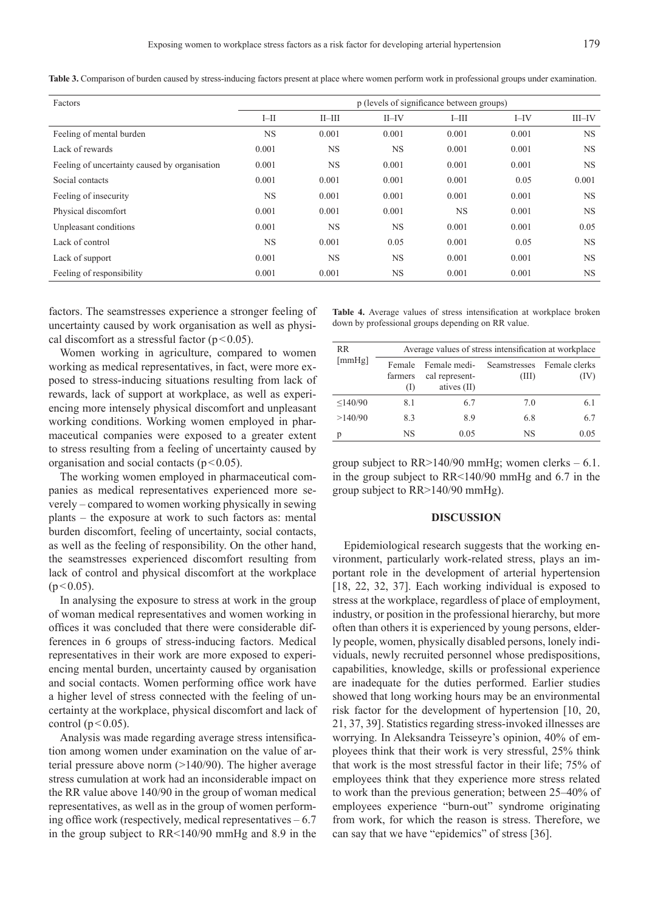**Table 3.** Comparison of burden caused by stress-inducing factors present at place where women perform work in professional groups under examination.

| Factors | p (levels of significance between groups) | | | | | |
|---|---|---|---|---|---|---|
| | I–II | II–III | II–IV | I–III | I–IV | III–IV |
| Feeling of mental burden | NS | 0.001 | 0.001 | 0.001 | 0.001 | NS |
| Lack of rewards | 0.001 | NS | NS | 0.001 | 0.001 | NS |
| Feeling of uncertainty caused by organisation | 0.001 | NS | 0.001 | 0.001 | 0.001 | NS |
| Social contacts | 0.001 | 0.001 | 0.001 | 0.001 | 0.05 | 0.001 |
| Feeling of insecurity | NS | 0.001 | 0.001 | 0.001 | 0.001 | NS |
| Physical discomfort | 0.001 | 0.001 | 0.001 | NS | 0.001 | NS |
| Unpleasant conditions | 0.001 | NS | NS | 0.001 | 0.001 | 0.05 |
| Lack of control | NS | 0.001 | 0.05 | 0.001 | 0.05 | NS |
| Lack of support | 0.001 | NS | NS | 0.001 | 0.001 | NS |
| Feeling of responsibility | 0.001 | 0.001 | NS | 0.001 | 0.001 | NS |

factors. The seamstresses experience a stronger feeling of uncertainty caused by work organisation as well as physical discomfort as a stressful factor ($p<0.05$).

Women working in agriculture, compared to women working as medical representatives, in fact, were more exposed to stress-inducing situations resulting from lack of rewards, lack of support at workplace, as well as experiencing more intensely physical discomfort and unpleasant working conditions. Working women employed in pharmaceutical companies were exposed to a greater extent to stress resulting from a feeling of uncertainty caused by organisation and social contacts ($p<0.05$).

The working women employed in pharmaceutical companies as medical representatives experienced more severely – compared to women working physically in sewing plants – the exposure at work to such factors as: mental burden discomfort, feeling of uncertainty, social contacts, as well as the feeling of responsibility. On the other hand, the seamstresses experienced discomfort resulting from lack of control and physical discomfort at the workplace ($p<0.05$).

In analysing the exposure to stress at work in the group of woman medical representatives and women working in offices it was concluded that there were considerable differences in 6 groups of stress-inducing factors. Medical representatives in their work are more exposed to experiencing mental burden, uncertainty caused by organisation and social contacts. Women performing office work have a higher level of stress connected with the feeling of uncertainty at the workplace, physical discomfort and lack of control ($p<0.05$).

Analysis was made regarding average stress intensification among women under examination on the value of arterial pressure above norm (>140/90). The higher average stress cumulation at work had an inconsiderable impact on the RR value above 140/90 in the group of woman medical representatives, as well as in the group of women performing office work (respectively, medical representatives – 6.7 in the group subject to RR<140/90 mmHg and 8.9 in the group subject to RR>140/90 mmHg; women clerks – 6.1. in the group subject to RR<140/90 mmHg and 6.7 in the group subject to RR>140/90 mmHg).

**Table 4.** Average values of stress intensification at workplace broken down by professional groups depending on RR value.

| RR [mmHg] | Average values of stress intensification at workplace | | | |
|---|---|---|---|---|
| | Female farmers (I) | Female medical representatives (II) | Seamstresses (III) | Female clerks (IV) |
| ≤140/90 | 8.1 | 6.7 | 7.0 | 6.1 |
| >140/90 | 8.3 | 8.9 | 6.8 | 6.7 |
| p | NS | 0.05 | NS | 0.05 |

## DISCUSSION

Epidemiological research suggests that the working environment, particularly work-related stress, plays an important role in the development of arterial hypertension [18, 22, 32, 37]. Each working individual is exposed to stress at the workplace, regardless of place of employment, industry, or position in the professional hierarchy, but more often than others it is experienced by young persons, elderly people, women, physically disabled persons, lonely individuals, newly recruited personnel whose predispositions, capabilities, knowledge, skills or professional experience are inadequate for the duties performed. Earlier studies showed that long working hours may be an environmental risk factor for the development of hypertension [10, 20, 21, 37, 39]. Statistics regarding stress-invoked illnesses are worrying. In Aleksandra Teisseyre's opinion, 40% of employees think that their work is very stressful, 25% think that work is the most stressful factor in their life; 75% of employees think that they experience more stress related to work than the previous generation; between 25–40% of employees experience "burn-out" syndrome originating from work, for which the reason is stress. Therefore, we can say that we have "epidemics" of stress [36].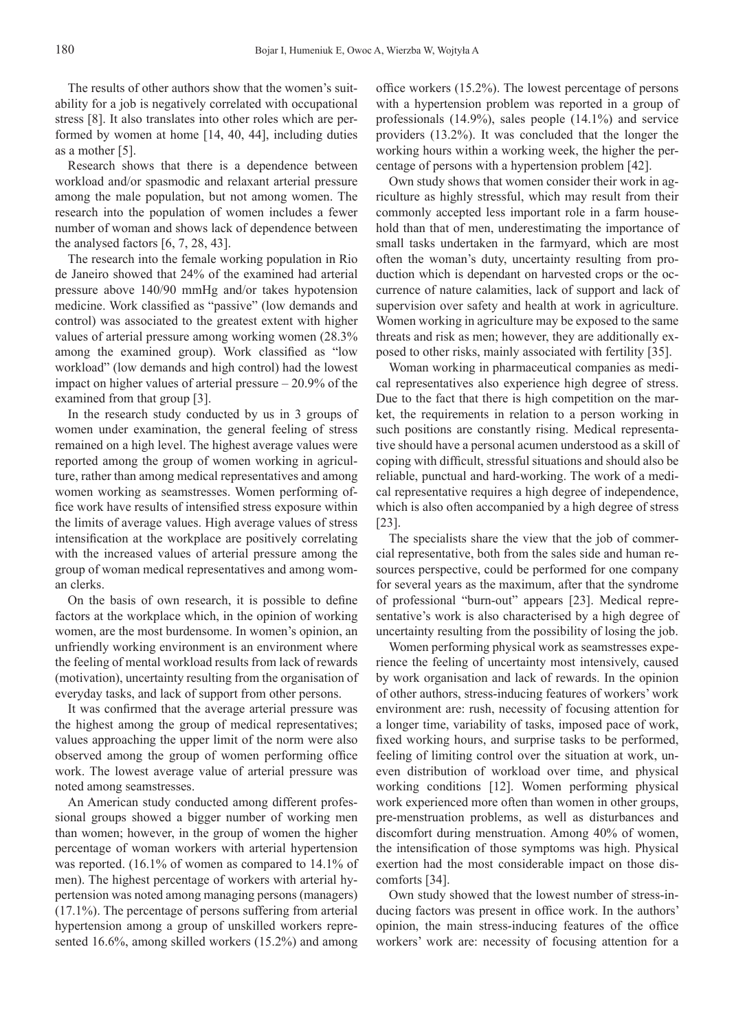The results of other authors show that the women's suitability for a job is negatively correlated with occupational stress [8]. It also translates into other roles which are performed by women at home [14, 40, 44], including duties as a mother [5].

Research shows that there is a dependence between workload and/or spasmodic and relaxant arterial pressure among the male population, but not among women. The research into the population of women includes a fewer number of woman and shows lack of dependence between the analysed factors [6, 7, 28, 43].

The research into the female working population in Rio de Janeiro showed that 24% of the examined had arterial pressure above 140/90 mmHg and/or takes hypotension medicine. Work classified as "passive" (low demands and control) was associated to the greatest extent with higher values of arterial pressure among working women (28.3% among the examined group). Work classified as "low workload" (low demands and high control) had the lowest impact on higher values of arterial pressure – 20.9% of the examined from that group [3].

In the research study conducted by us in 3 groups of women under examination, the general feeling of stress remained on a high level. The highest average values were reported among the group of women working in agriculture, rather than among medical representatives and among women working as seamstresses. Women performing office work have results of intensified stress exposure within the limits of average values. High average values of stress intensification at the workplace are positively correlating with the increased values of arterial pressure among the group of woman medical representatives and among woman clerks.

On the basis of own research, it is possible to define factors at the workplace which, in the opinion of working women, are the most burdensome. In women's opinion, an unfriendly working environment is an environment where the feeling of mental workload results from lack of rewards (motivation), uncertainty resulting from the organisation of everyday tasks, and lack of support from other persons.

It was confirmed that the average arterial pressure was the highest among the group of medical representatives; values approaching the upper limit of the norm were also observed among the group of women performing office work. The lowest average value of arterial pressure was noted among seamstresses.

An American study conducted among different professional groups showed a bigger number of working men than women; however, in the group of women the higher percentage of woman workers with arterial hypertension was reported. (16.1% of women as compared to 14.1% of men). The highest percentage of workers with arterial hypertension was noted among managing persons (managers) (17.1%). The percentage of persons suffering from arterial hypertension among a group of unskilled workers represented 16.6%, among skilled workers (15.2%) and among office workers (15.2%). The lowest percentage of persons with a hypertension problem was reported in a group of professionals (14.9%), sales people (14.1%) and service providers (13.2%). It was concluded that the longer the working hours within a working week, the higher the percentage of persons with a hypertension problem [42].

Own study shows that women consider their work in agriculture as highly stressful, which may result from their commonly accepted less important role in a farm household than that of men, underestimating the importance of small tasks undertaken in the farmyard, which are most often the woman's duty, uncertainty resulting from production which is dependant on harvested crops or the occurrence of nature calamities, lack of support and lack of supervision over safety and health at work in agriculture. Women working in agriculture may be exposed to the same threats and risk as men; however, they are additionally exposed to other risks, mainly associated with fertility [35].

Woman working in pharmaceutical companies as medical representatives also experience high degree of stress. Due to the fact that there is high competition on the market, the requirements in relation to a person working in such positions are constantly rising. Medical representative should have a personal acumen understood as a skill of coping with difficult, stressful situations and should also be reliable, punctual and hard-working. The work of a medical representative requires a high degree of independence, which is also often accompanied by a high degree of stress [23].

The specialists share the view that the job of commercial representative, both from the sales side and human resources perspective, could be performed for one company for several years as the maximum, after that the syndrome of professional "burn-out" appears [23]. Medical representative's work is also characterised by a high degree of uncertainty resulting from the possibility of losing the job.

Women performing physical work as seamstresses experience the feeling of uncertainty most intensively, caused by work organisation and lack of rewards. In the opinion of other authors, stress-inducing features of workers' work environment are: rush, necessity of focusing attention for a longer time, variability of tasks, imposed pace of work, fixed working hours, and surprise tasks to be performed, feeling of limiting control over the situation at work, uneven distribution of workload over time, and physical working conditions [12]. Women performing physical work experienced more often than women in other groups, pre-menstruation problems, as well as disturbances and discomfort during menstruation. Among 40% of women, the intensification of those symptoms was high. Physical exertion had the most considerable impact on those discomforts [34].

Own study showed that the lowest number of stress-inducing factors was present in office work. In the authors' opinion, the main stress-inducing features of the office workers' work are: necessity of focusing attention for a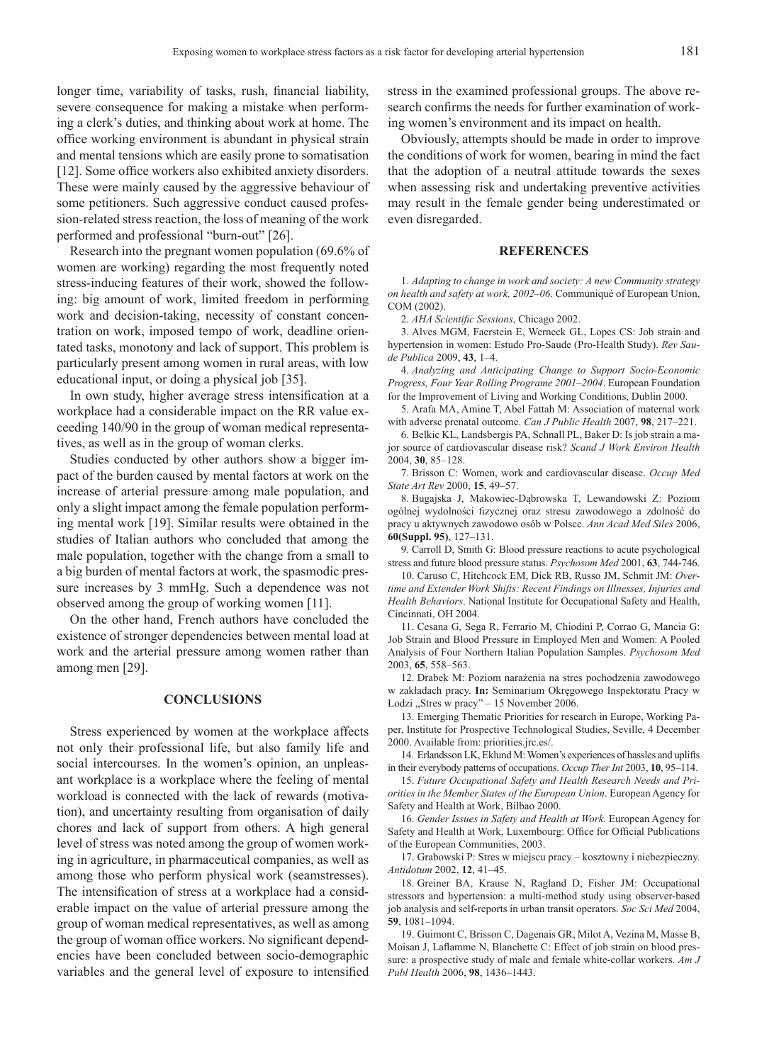longer time, variability of tasks, rush, financial liability, severe consequence for making a mistake when performing a clerk's duties, and thinking about work at home. The office working environment is abundant in physical strain and mental tensions which are easily prone to somatisation [12]. Some office workers also exhibited anxiety disorders. These were mainly caused by the aggressive behaviour of some petitioners. Such aggressive conduct caused profession-related stress reaction, the loss of meaning of the work performed and professional "burn-out" [26].

Research into the pregnant women population (69.6% of women are working) regarding the most frequently noted stress-inducing features of their work, showed the following: big amount of work, limited freedom in performing work and decision-taking, necessity of constant concentration on work, imposed tempo of work, deadline orientated tasks, monotony and lack of support. This problem is particularly present among women in rural areas, with low educational input, or doing a physical job [35].

In own study, higher average stress intensification at a workplace had a considerable impact on the RR value exceeding 140/90 in the group of woman medical representatives, as well as in the group of woman clerks.

Studies conducted by other authors show a bigger impact of the burden caused by mental factors at work on the increase of arterial pressure among male population, and only a slight impact among the female population performing mental work [19]. Similar results were obtained in the studies of Italian authors who concluded that among the male population, together with the change from a small to a big burden of mental factors at work, the spasmodic pressure increases by 3 mmHg. Such a dependence was not observed among the group of working women [11].

On the other hand, French authors have concluded the existence of stronger dependencies between mental load at work and the arterial pressure among women rather than among men [29].

## CONCLUSIONS

Stress experienced by women at the workplace affects not only their professional life, but also family life and social intercourses. In the women's opinion, an unpleasant workplace is a workplace where the feeling of mental workload is connected with the lack of rewards (motivation), and uncertainty resulting from organisation of daily chores and lack of support from others. A high general level of stress was noted among the group of women working in agriculture, in pharmaceutical companies, as well as among those who perform physical work (seamstresses). The intensification of stress at a workplace had a considerable impact on the value of arterial pressure among the group of woman medical representatives, as well as among the group of woman office workers. No significant dependencies have been concluded between socio-demographic variables and the general level of exposure to intensified stress in the examined professional groups. The above research confirms the needs for further examination of working women's environment and its impact on health.

Obviously, attempts should be made in order to improve the conditions of work for women, bearing in mind the fact that the adoption of a neutral attitude towards the sexes when assessing risk and undertaking preventive activities may result in the female gender being underestimated or even disregarded.

## REFERENCES

1. *Adapting to change in work and society: A new Community strategy on health and safety at work, 2002–06*. Communiqué of European Union, COM (2002).

2. *AHA Scientific Sessions*, Chicago 2002.

3. Alves MGM, Faerstein E, Werneck GL, Lopes CS: Job strain and hypertension in women: Estudo Pro-Saude (Pro-Health Study). *Rev Saude Publica* 2009, **43**, 1–4.

4. *Analyzing and Anticipating Change to Support Socio-Economic Progress, Four Year Rolling Programe 2001–2004*. European Foundation for the Improvement of Living and Working Conditions, Dublin 2000.

5. Arafa MA, Amine T, Abel Fattah M: Association of maternal work with adverse prenatal outcome. *Can J Public Health* 2007, **98**, 217–221.

6. Belkic KL, Landsbergis PA, Schnall PL, Baker D: Is job strain a major source of cardiovascular disease risk? *Scand J Work Environ Health* 2004, **30**, 85–128.

7. Brisson C: Women, work and cardiovascular disease. *Occup Med State Art Rev* 2000, **15**, 49–57.

8. Bugajska J, Makowiec-Dąbrowska T, Lewandowski Z: Poziom ogólnej wydolności fizycznej oraz stresu zawodowego a zdolność do pracy u aktywnych zawodowo osób w Polsce. *Ann Acad Med Siles* 2006, **60(Suppl. 95)**, 127–131.

9. Carroll D, Smith G: Blood pressure reactions to acute psychological stress and future blood pressure status. *Psychosom Med* 2001, **63**, 744-746.

10. Caruso C, Hitchcock EM, Dick RB, Russo JM, Schmit JM: *Overtime and Extender Work Shifts: Recent Findings on Illnesses, Injuries and Health Behaviors*. National Institute for Occupational Safety and Health, Cincinnati, OH 2004.

11. Cesana G, Sega R, Ferrario M, Chiodini P, Corrao G, Mancia G: Job Strain and Blood Pressure in Employed Men and Women: A Pooled Analysis of Four Northern Italian Population Samples. *Psychosom Med* 2003, **65**, 558–563.

12. Drabek M: Poziom narażenia na stres pochodzenia zawodowego w zakładach pracy. **In:** Seminarium Okręgowego Inspektoratu Pracy w Łodzi „Stres w pracy" – 15 November 2006.

13. Emerging Thematic Priorities for research in Europe, Working Paper, Institute for Prospective Technological Studies, Seville, 4 December 2000. Available from: priorities.jrc.es/.

14. Erlandsson LK, Eklund M: Women's experiences of hassles and uplifts in their everybody patterns of occupations. *Occup Ther Int* 2003, **10**, 95–114.

15. *Future Occupational Safety and Health Research Needs and Priorities in the Member States of the European Union*. European Agency for Safety and Health at Work, Bilbao 2000.

16. *Gender Issues in Safety and Health at Work*. European Agency for Safety and Health at Work, Luxembourg: Office for Official Publications of the European Communities, 2003.

17. Grabowski P: Stres w miejscu pracy – kosztowny i niebezpieczny. *Antidotum* 2002, **12**, 41–45.

18. Greiner BA, Krause N, Ragland D, Fisher JM: Occupational stressors and hypertension: a multi-method study using observer-based job analysis and self-reports in urban transit operators. *Soc Sci Med* 2004, **59**, 1081–1094.

19. Guimont C, Brisson C, Dagenais GR, Milot A, Vezina M, Masse B, Moisan J, Laflamme N, Blanchette C: Effect of job strain on blood pressure: a prospective study of male and female white-collar workers. *Am J Publ Health* 2006, **98**, 1436–1443.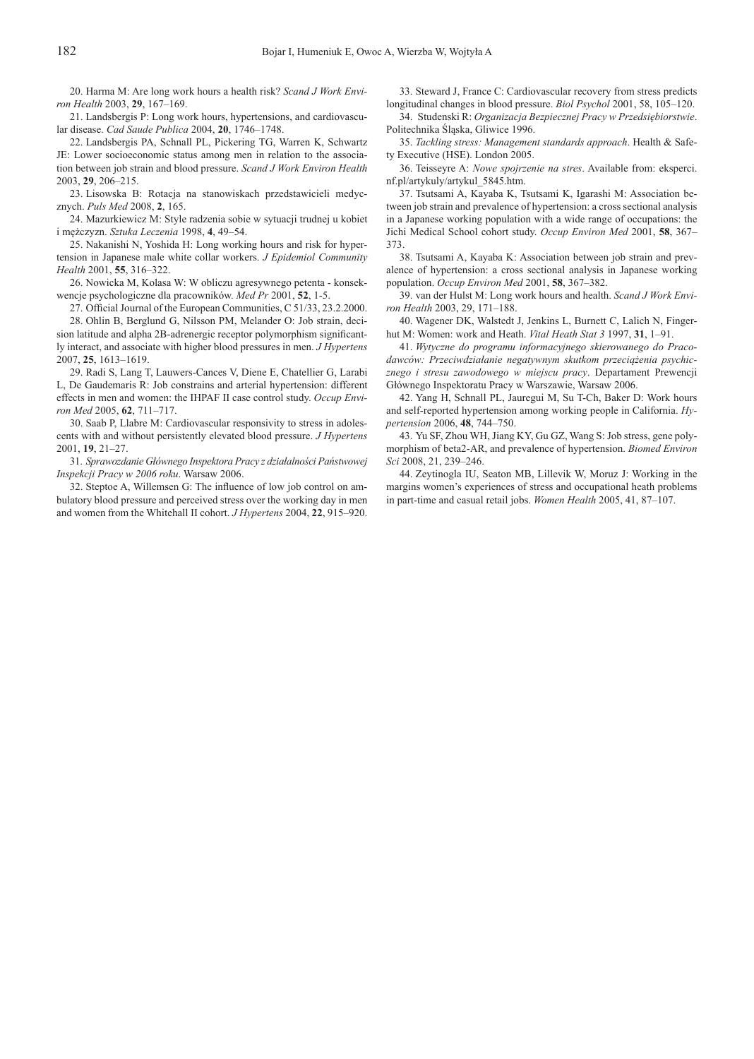20. Harma M: Are long work hours a health risk? *Scand J Work Environ Health* 2003, **29**, 167–169.

21. Landsbergis P: Long work hours, hypertensions, and cardiovascular disease. *Cad Saude Publica* 2004, **20**, 1746–1748.

22. Landsbergis PA, Schnall PL, Pickering TG, Warren K, Schwartz JE: Lower socioeconomic status among men in relation to the association between job strain and blood pressure. *Scand J Work Environ Health* 2003, **29**, 206–215.

23. Lisowska B: Rotacja na stanowiskach przedstawicieli medycznych. *Puls Med* 2008, **2**, 165.

24. Mazurkiewicz M: Style radzenia sobie w sytuacji trudnej u kobiet i mężczyzn. *Sztuka Leczenia* 1998, **4**, 49–54.

25. Nakanishi N, Yoshida H: Long working hours and risk for hypertension in Japanese male white collar workers. *J Epidemiol Community Health* 2001, **55**, 316–322.

26. Nowicka M, Kolasa W: W obliczu agresywnego petenta - konsekwencje psychologiczne dla pracowników. *Med Pr* 2001, **52**, 1-5.

27. Official Journal of the European Communities, C 51/33, 23.2.2000.

28. Ohlin B, Berglund G, Nilsson PM, Melander O: Job strain, decision latitude and alpha 2B-adrenergic receptor polymorphism significantly interact, and associate with higher blood pressures in men. *J Hypertens* 2007, **25**, 1613–1619.

29. Radi S, Lang T, Lauwers-Cances V, Diene E, Chatellier G, Larabi L, De Gaudemaris R: Job constrains and arterial hypertension: different effects in men and women: the IHPAF II case control study. *Occup Environ Med* 2005, **62**, 711–717.

30. Saab P, Llabre M: Cardiovascular responsivity to stress in adolescents with and without persistently elevated blood pressure. *J Hypertens* 2001, **19**, 21–27.

31. *Sprawozdanie Głównego Inspektora Pracy z działalności Państwowej Inspekcji Pracy w 2006 roku*. Warsaw 2006.

32. Steptoe A, Willemsen G: The influence of low job control on ambulatory blood pressure and perceived stress over the working day in men and women from the Whitehall II cohort. *J Hypertens* 2004, **22**, 915–920.

33. Steward J, France C: Cardiovascular recovery from stress predicts longitudinal changes in blood pressure. *Biol Psychol* 2001, 58, 105–120.

34. Studenski R: *Organizacja Bezpiecznej Pracy w Przedsiębiorstwie*. Politechnika Śląska, Gliwice 1996.

35. *Tackling stress: Management standards approach*. Health & Safety Executive (HSE). London 2005.

36. Teisseyre A: *Nowe spojrzenie na stres*. Available from: eksperci.nf.pl/artykuly/artykul_5845.htm.

37. Tsutsami A, Kayaba K, Tsutsami K, Igarashi M: Association between job strain and prevalence of hypertension: a cross sectional analysis in a Japanese working population with a wide range of occupations: the Jichi Medical School cohort study. *Occup Environ Med* 2001, **58**, 367–373.

38. Tsutsami A, Kayaba K: Association between job strain and prevalence of hypertension: a cross sectional analysis in Japanese working population. *Occup Environ Med* 2001, **58**, 367–382.

39. van der Hulst M: Long work hours and health. *Scand J Work Environ Health* 2003, 29, 171–188.

40. Wagener DK, Walstedt J, Jenkins L, Burnett C, Lalich N, Fingerhut M: Women: work and Heath. *Vital Heath Stat 3* 1997, **31**, 1–91.

41. *Wytyczne do programu informacyjnego skierowanego do Pracodawców: Przeciwdziałanie negatywnym skutkom przeciążenia psychicznego i stresu zawodowego w miejscu pracy*. Departament Prewencji Głównego Inspektoratu Pracy w Warszawie, Warsaw 2006.

42. Yang H, Schnall PL, Jauregui M, Su T-Ch, Baker D: Work hours and self-reported hypertension among working people in California. *Hypertension* 2006, **48**, 744–750.

43. Yu SF, Zhou WH, Jiang KY, Gu GZ, Wang S: Job stress, gene polymorphism of beta2-AR, and prevalence of hypertension. *Biomed Environ Sci* 2008, 21, 239–246.

44. Zeytinogla IU, Seaton MB, Lillevik W, Moruz J: Working in the margins women's experiences of stress and occupational heath problems in part-time and casual retail jobs. *Women Health* 2005, 41, 87–107.